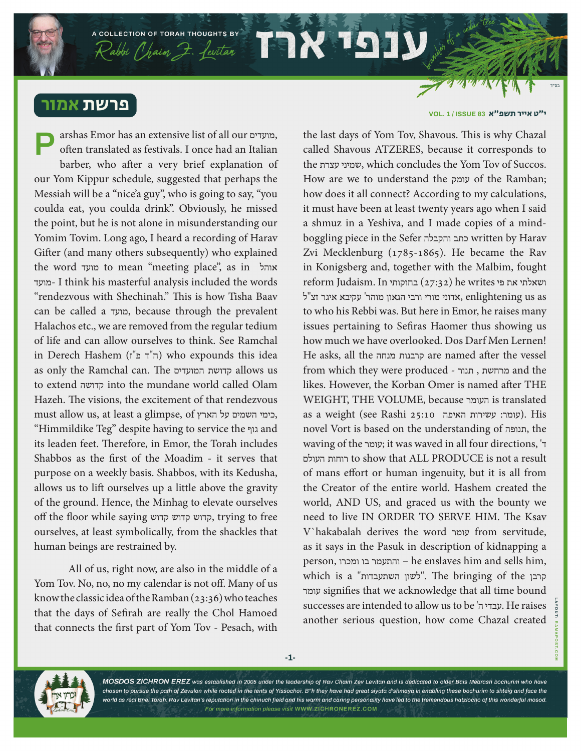A COLLECTION OF TORAH THOUGHTS BY Rabbi Chaim Z. Levitan

# ענפי ארז

branches of a cedar tree

בס"ד

## פרשת אמור

י"ט אייר תשפ"א VOL. 1 / ISSUE 83

Parshas Emor has an extensive list of all our מועדים, often translated as festivals. I once had an Italian barber, who after a very brief explanation of our Yom Kippur schedule, suggested that perhaps the Messiah will be a "nice'a guy", who is going to say, "you coulda eat, you coulda drink". Obviously, he missed the point, but he is not alone in misunderstanding our Yomim Tovim. Long ago, I heard a recording of Harav Gifter (and many others subsequently) who explained the word מועד to mean "meeting place", as in אוהל מועד- I think his masterful analysis included the words "rendezvous with Shechinah." This is how Tisha Baav can be called a מועד, because through the prevalent Halachos etc., we are removed from the regular tedium of life and can allow ourselves to think. See Ramchal in Derech Hashem (ח"ד פ"ז) who expounds this idea as only the Ramchal can. The קדושת המועדים allows us to extend קדושה into the mundane world called Olam Hazeh. The visions, the excitement of that rendezvous must allow us, at least a glimpse, of כימי השמים על הארץ, "Himmildike Teg" despite having to service the גוף and its leaden feet. Therefore, in Emor, the Torah includes Shabbos as the first of the Moadim - it serves that purpose on a weekly basis. Shabbos, with its Kedusha, allows us to lift ourselves up a little above the gravity of the ground. Hence, the Minhag to elevate ourselves off the floor while saying קדוש קדוש קדוש, trying to free ourselves, at least symbolically, from the shackles that human beings are restrained by.

All of us, right now, are also in the middle of a Yom Tov. No, no, no my calendar is not off. Many of us know the classic idea of the Ramban (23:36) who teaches that the days of Sefirah are really the Chol Hamoed that connects the first part of Yom Tov - Pesach, with the last days of Yom Tov, Shavous. This is why Chazal called Shavous ATZERES, because it corresponds to the שמיני עצרת, which concludes the Yom Tov of Succos. How are we to understand the עומק of the Ramban; how does it all connect? According to my calculations, it must have been at least twenty years ago when I said a shmuz in a Yeshiva, and I made copies of a mind-boggling piece in the Sefer כתב והקבלה written by Harav Zvi Mecklenburg (1785-1865). He became the Rav in Konigsberg and, together with the Malbim, fought reform Judaism. In בחוקותי (27:32) he writes ושאלתי את פי אדוני מורי ורבי הגאון מוהר' עקיבא איגר זצ"ל, enlightening us as to who his Rebbi was. But here in Emor, he raises many issues pertaining to Sefiras Haomer thus showing us how much we have overlooked. Dos Darf Men Lernen! He asks, all the קרבנות מנחה are named after the vessel from which they were produced - מרחשת , תנור and the likes. However, the Korban Omer is named after THE WEIGHT, THE VOLUME, because העומר is translated as a weight (see Rashi 25:10 עומר: עשירות האיפה). His novel Vort is based on the understanding of תנופה, the waving of the עומר; it was waved in all four directions, ד' רוחות העולם to show that ALL PRODUCE is not a result of mans effort or human ingenuity, but it is all from the Creator of the entire world. Hashem created the world, AND US, and graced us with the bounty we need to live IN ORDER TO SERVE HIM. The Ksav V`hakabalah derives the word עומר from servitude, as it says in the Pasuk in description of kidnapping a person, והתעמר בו ומכרו – he enslaves him and sells him, which is a "לשון השתעבדות". The bringing of the קרבן עומר signifies that we acknowledge that all time bound successes are intended to allow us to be עבדי ה'. He raises another serious question, how come Chazal created

**MOSDOS ZICHRON EREZ** *was established in 2005 under the leadership of Rav Chaim Zev Levitan and is dedicated to older Bais Medrash bochurim who have chosen to pursue the path of Zevulon while rooted in the tents of Yissochor. B"h they have had great siyata d'shmaya in enabling these bochurim to shteig and face the world as real Bnei Torah. Rav Levitan's reputation in the chinuch field and his warm and caring personality have led to the tremendous hatzlocho of this wonderful mosod.*

*For more information please visit* **WWW.ZICHRONEREZ.COM**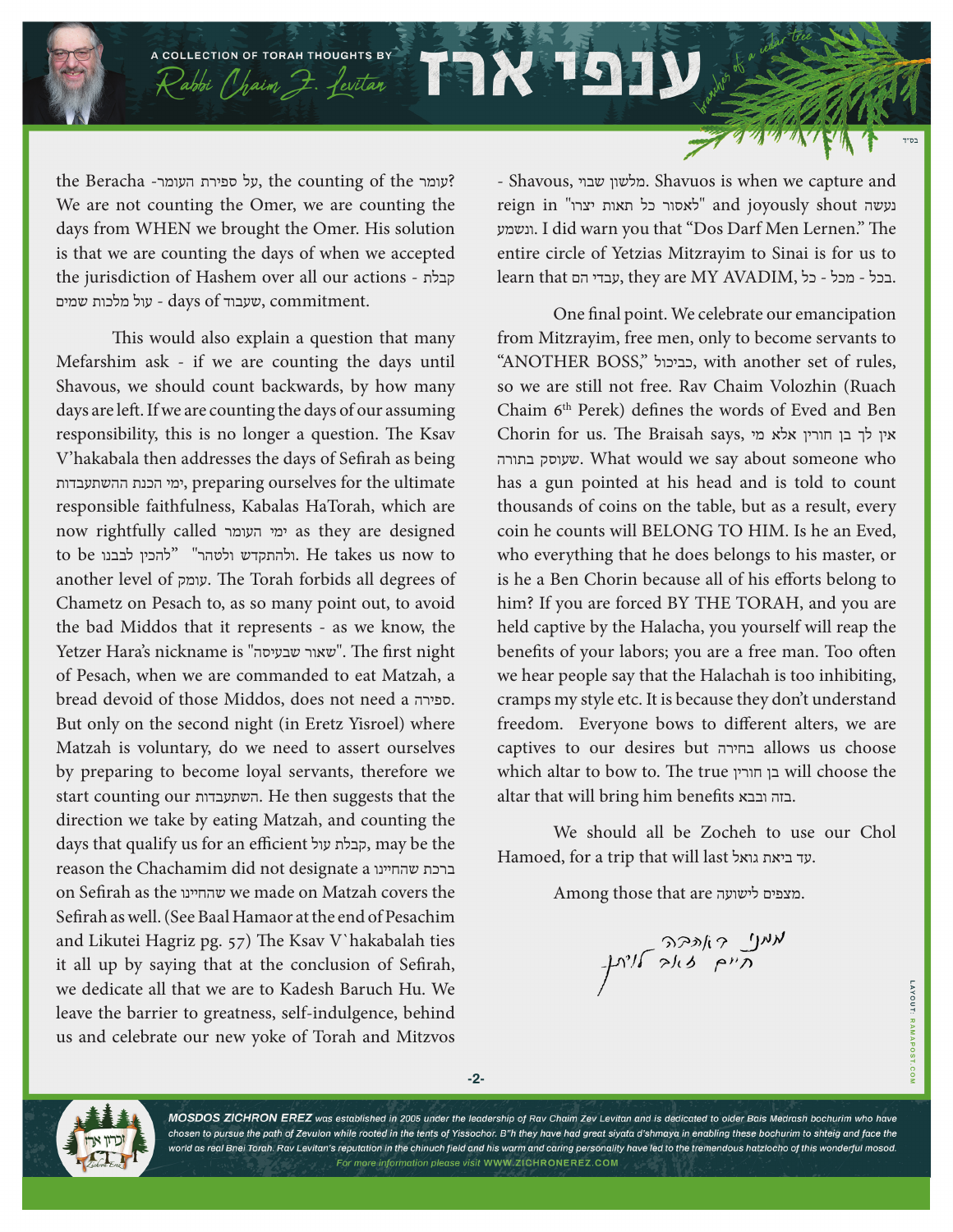the Beracha -על ספירת העומר, the counting of the עומר? We are not counting the Omer, we are counting the days from WHEN we brought the Omer. His solution is that we are counting the days of when we accepted the jurisdiction of Hashem over all our actions - קבלת עול מלכות שמים - days of שעבוד, commitment.

This would also explain a question that many Mefarshim ask - if we are counting the days until Shavous, we should count backwards, by how many days are left. If we are counting the days of our assuming responsibility, this is no longer a question. The Ksav V'hakabala then addresses the days of Sefirah as being ימי הכנת ההשתעבדות, preparing ourselves for the ultimate responsible faithfulness, Kabalas HaTorah, which are now rightfully called ימי העומר as they are designed to be "להכין לבבנו ולהתקדש ולטהר". He takes us now to another level of עומק. The Torah forbids all degrees of Chametz on Pesach to, as so many point out, to avoid the bad Middos that it represents - as we know, the Yetzer Hara's nickname is "שאור שבעיסה". The first night of Pesach, when we are commanded to eat Matzah, a bread devoid of those Middos, does not need a ספירה. But only on the second night (in Eretz Yisroel) where Matzah is voluntary, do we need to assert ourselves by preparing to become loyal servants, therefore we start counting our השתעבדות. He then suggests that the direction we take by eating Matzah, and counting the days that qualify us for an efficient קבלת עול, may be the reason the Chachamim did not designate a ברכת שהחיינו on Sefirah as the שהחיינו we made on Matzah covers the Sefirah as well. (See Baal Hamaor at the end of Pesachim and Likutei Hagriz pg. 57) The Ksav V`hakabalah ties it all up by saying that at the conclusion of Sefirah, we dedicate all that we are to Kadesh Baruch Hu. We leave the barrier to greatness, self-indulgence, behind us and celebrate our new yoke of Torah and Mitzvos - Shavous, מלשון שבוי. Shavuos is when we capture and reign in "לאסור כל תאות יצרו" and joyously shout נעשה ונשמע. I did warn you that "Dos Darf Men Lernen." The entire circle of Yetzias Mitzrayim to Sinai is for us to learn that עבדי הם, they are MY AVADIM, בכל - מכל - כל.

One final point. We celebrate our emancipation from Mitzrayim, free men, only to become servants to "ANOTHER BOSS," כביכול, with another set of rules, so we are still not free. Rav Chaim Volozhin (Ruach Chaim 6th Perek) defines the words of Eved and Ben Chorin for us. The Braisah says, אין לך בן חורין אלא מי שעוסק בתורה. What would we say about someone who has a gun pointed at his head and is told to count thousands of coins on the table, but as a result, every coin he counts will BELONG TO HIM. Is he an Eved, who everything that he does belongs to his master, or is he a Ben Chorin because all of his efforts belong to him? If you are forced BY THE TORAH, and you are held captive by the Halacha, you yourself will reap the benefits of your labors; you are a free man. Too often we hear people say that the Halachah is too inhibiting, cramps my style etc. It is because they don't understand freedom. Everyone bows to different alters, we are captives to our desires but בחירה allows us choose which altar to bow to. The true בן חורין will choose the altar that will bring him benefits בזה ובבא.

We should all be Zocheh to use our Chol Hamoed, for a trip that will last עד ביאת גואל.

Among those that are מצפים לישועה.

מאני דאהבה
חיים זאב לויתן